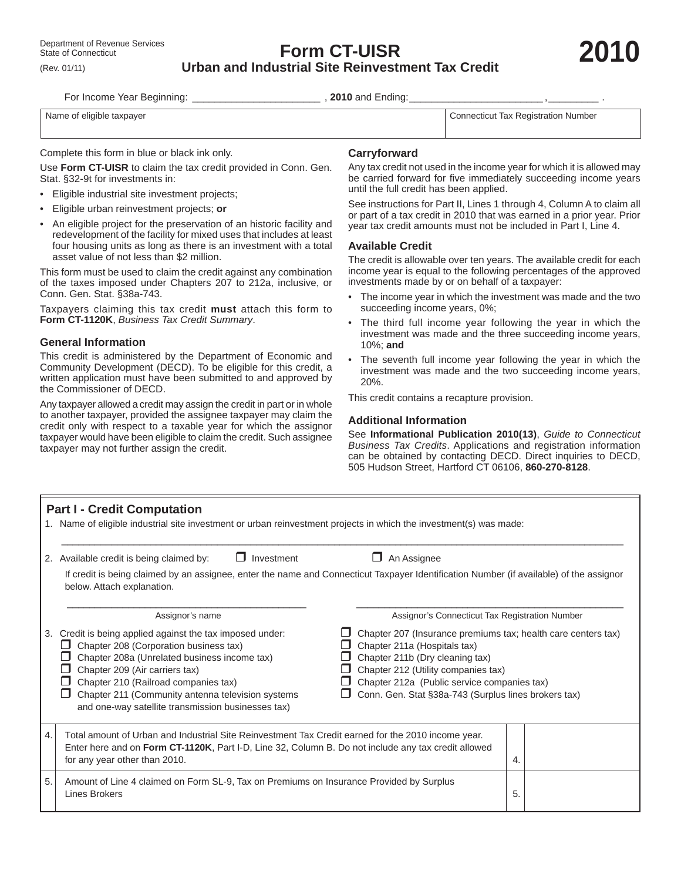Department of Revenue Services
State of Connecticut
(Rev. 01/11)

# Form CT-UISR
## Urban and Industrial Site Reinvestment Tax Credit

**2010**

For Income Year Beginning: ______________________ , **2010** and Ending: _______________________ , ________ .

| Name of eligible taxpayer | Connecticut Tax Registration Number |
|---|---|
| | |

Complete this form in blue or black ink only.

Use **Form CT-UISR** to claim the tax credit provided in Conn. Gen. Stat. §32-9t for investments in:

- Eligible industrial site investment projects;
- Eligible urban reinvestment projects; **or**
- An eligible project for the preservation of an historic facility and redevelopment of the facility for mixed uses that includes at least four housing units as long as there is an investment with a total asset value of not less than $2 million.

This form must be used to claim the credit against any combination of the taxes imposed under Chapters 207 to 212a, inclusive, or Conn. Gen. Stat. §38a-743.

Taxpayers claiming this tax credit **must** attach this form to **Form CT-1120K**, *Business Tax Credit Summary*.

### General Information

This credit is administered by the Department of Economic and Community Development (DECD). To be eligible for this credit, a written application must have been submitted to and approved by the Commissioner of DECD.

Any taxpayer allowed a credit may assign the credit in part or in whole to another taxpayer, provided the assignee taxpayer may claim the credit only with respect to a taxable year for which the assignor taxpayer would have been eligible to claim the credit. Such assignee taxpayer may not further assign the credit.

### Carryforward

Any tax credit not used in the income year for which it is allowed may be carried forward for five immediately succeeding income years until the full credit has been applied.

See instructions for Part II, Lines 1 through 4, Column A to claim all or part of a tax credit in 2010 that was earned in a prior year. Prior year tax credit amounts must not be included in Part I, Line 4.

### Available Credit

The credit is allowable over ten years. The available credit for each income year is equal to the following percentages of the approved investments made by or on behalf of a taxpayer:

- The income year in which the investment was made and the two succeeding income years, 0%;
- The third full income year following the year in which the investment was made and the three succeeding income years, 10%; **and**
- The seventh full income year following the year in which the investment was made and the two succeeding income years, 20%.

This credit contains a recapture provision.

### Additional Information

See **Informational Publication 2010(13)**, *Guide to Connecticut Business Tax Credits*. Applications and registration information can be obtained by contacting DECD. Direct inquiries to DECD, 505 Hudson Street, Hartford CT 06106, **860-270-8128**.

## Part I - Credit Computation

1. Name of eligible industrial site investment or urban reinvestment projects in which the investment(s) was made:

_______________________________________________________________________________

2. Available credit is being claimed by: ☐ Investment ☐ An Assignee

   If credit is being claimed by an assignee, enter the name and Connecticut Taxpayer Identification Number (if available) of the assignor below. Attach explanation.

   _____________________________ Assignor's name

   _____________________________ Assignor's Connecticut Tax Registration Number

3. Credit is being applied against the tax imposed under:
   - ☐ Chapter 208 (Corporation business tax)
   - ☐ Chapter 208a (Unrelated business income tax)
   - ☐ Chapter 209 (Air carriers tax)
   - ☐ Chapter 210 (Railroad companies tax)
   - ☐ Chapter 211 (Community antenna television systems and one-way satellite transmission businesses tax)
   - ☐ Chapter 207 (Insurance premiums tax; health care centers tax)
   - ☐ Chapter 211a (Hospitals tax)
   - ☐ Chapter 211b (Dry cleaning tax)
   - ☐ Chapter 212 (Utility companies tax)
   - ☐ Chapter 212a (Public service companies tax)
   - ☐ Conn. Gen. Stat §38a-743 (Surplus lines brokers tax)

| | | | |
|---|---|---|---|
| 4. | Total amount of Urban and Industrial Site Reinvestment Tax Credit earned for the 2010 income year. Enter here and on **Form CT-1120K**, Part I-D, Line 32, Column B. Do not include any tax credit allowed for any year other than 2010. | 4. | |
| 5. | Amount of Line 4 claimed on Form SL-9, Tax on Premiums on Insurance Provided by Surplus Lines Brokers | 5. | |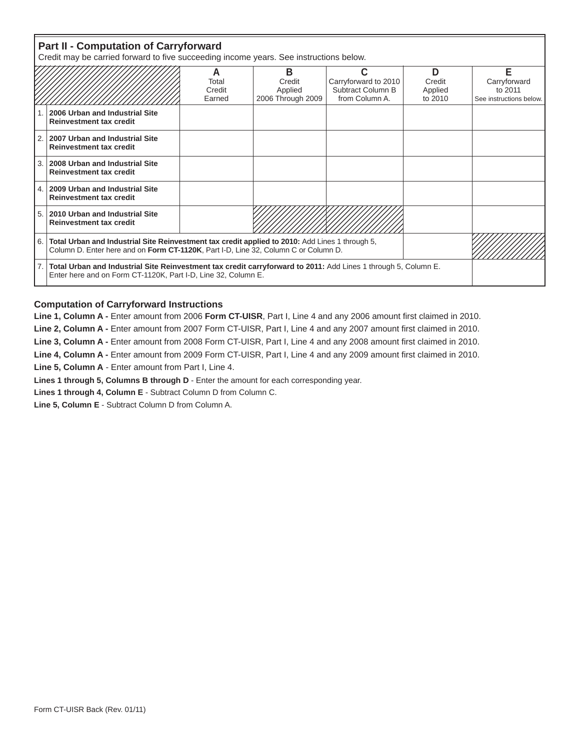## Part II - Computation of Carryforward

Credit may be carried forward to five succeeding income years. See instructions below.

| | | A<br>Total Credit Earned | B<br>Credit Applied 2006 Through 2009 | C<br>Carryforward to 2010 Subtract Column B from Column A. | D<br>Credit Applied to 2010 | E<br>Carryforward to 2011 See instructions below. |
|---|---|---|---|---|---|---|
| 1. | **2006 Urban and Industrial Site Reinvestment tax credit** | | | | | |
| 2. | **2007 Urban and Industrial Site Reinvestment tax credit** | | | | | |
| 3. | **2008 Urban and Industrial Site Reinvestment tax credit** | | | | | |
| 4. | **2009 Urban and Industrial Site Reinvestment tax credit** | | | | | |
| 5. | **2010 Urban and Industrial Site Reinvestment tax credit** | | | | | |
| 6. | **Total Urban and Industrial Site Reinvestment tax credit applied to 2010:** Add Lines 1 through 5, Column D. Enter here and on **Form CT-1120K**, Part I-D, Line 32, Column C or Column D. | | | | | |
| 7. | **Total Urban and Industrial Site Reinvestment tax credit carryforward to 2011:** Add Lines 1 through 5, Column E. Enter here and on Form CT-1120K, Part I-D, Line 32, Column E. | | | | | |

### Computation of Carryforward Instructions

**Line 1, Column A -** Enter amount from 2006 **Form CT-UISR**, Part I, Line 4 and any 2006 amount first claimed in 2010.

**Line 2, Column A -** Enter amount from 2007 Form CT-UISR, Part I, Line 4 and any 2007 amount first claimed in 2010.

**Line 3, Column A -** Enter amount from 2008 Form CT-UISR, Part I, Line 4 and any 2008 amount first claimed in 2010.

**Line 4, Column A -** Enter amount from 2009 Form CT-UISR, Part I, Line 4 and any 2009 amount first claimed in 2010.

**Line 5, Column A** - Enter amount from Part I, Line 4.

**Lines 1 through 5, Columns B through D** - Enter the amount for each corresponding year.

**Lines 1 through 4, Column E** - Subtract Column D from Column C.

**Line 5, Column E** - Subtract Column D from Column A.

Form CT-UISR Back (Rev. 01/11)